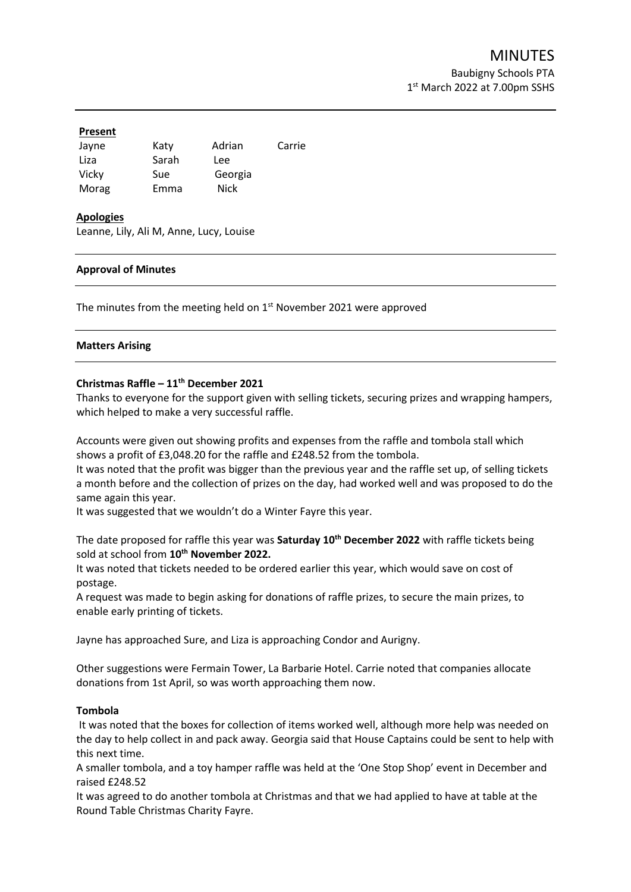# MINUTES

Baubigny Schools PTA
1st March 2022 at 7.00pm SSHS

**Present**

| | | | |
|---|---|---|---|
| Jayne | Katy | Adrian | Carrie |
| Liza | Sarah | Lee | |
| Vicky | Sue | Georgia | |
| Morag | Emma | Nick | |

**Apologies**

Leanne, Lily, Ali M, Anne, Lucy, Louise

**Approval of Minutes**

The minutes from the meeting held on 1st November 2021 were approved

**Matters Arising**

**Christmas Raffle – 11th December 2021**

Thanks to everyone for the support given with selling tickets, securing prizes and wrapping hampers, which helped to make a very successful raffle.

Accounts were given out showing profits and expenses from the raffle and tombola stall which shows a profit of £3,048.20 for the raffle and £248.52 from the tombola.

It was noted that the profit was bigger than the previous year and the raffle set up, of selling tickets a month before and the collection of prizes on the day, had worked well and was proposed to do the same again this year.

It was suggested that we wouldn't do a Winter Fayre this year.

The date proposed for raffle this year was **Saturday 10th December 2022** with raffle tickets being sold at school from **10th November 2022.**

It was noted that tickets needed to be ordered earlier this year, which would save on cost of postage.

A request was made to begin asking for donations of raffle prizes, to secure the main prizes, to enable early printing of tickets.

Jayne has approached Sure, and Liza is approaching Condor and Aurigny.

Other suggestions were Fermain Tower, La Barbarie Hotel. Carrie noted that companies allocate donations from 1st April, so was worth approaching them now.

**Tombola**

It was noted that the boxes for collection of items worked well, although more help was needed on the day to help collect in and pack away. Georgia said that House Captains could be sent to help with this next time.

A smaller tombola, and a toy hamper raffle was held at the 'One Stop Shop' event in December and raised £248.52

It was agreed to do another tombola at Christmas and that we had applied to have at table at the Round Table Christmas Charity Fayre.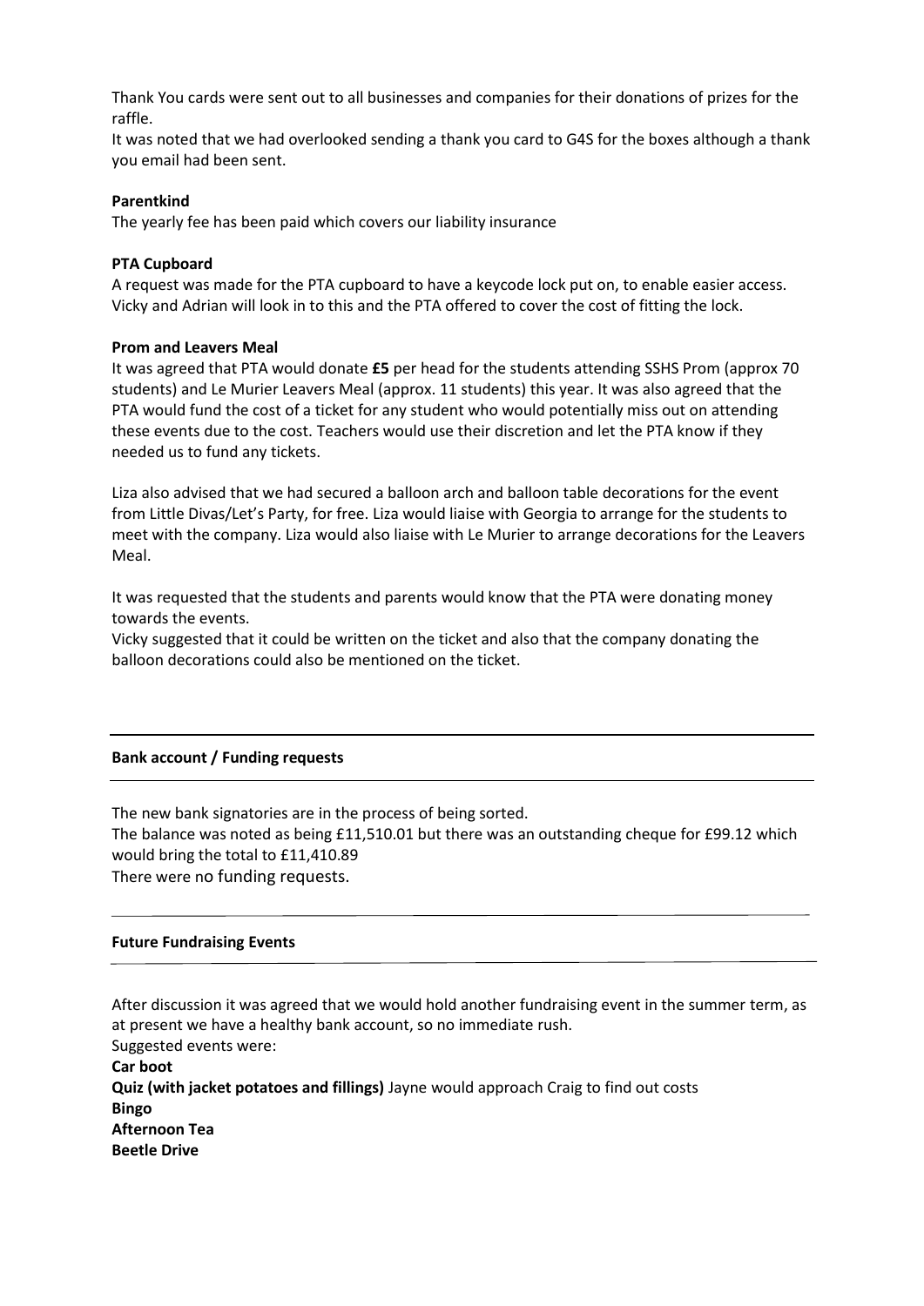Thank You cards were sent out to all businesses and companies for their donations of prizes for the raffle.

It was noted that we had overlooked sending a thank you card to G4S for the boxes although a thank you email had been sent.

**Parentkind**

The yearly fee has been paid which covers our liability insurance

**PTA Cupboard**

A request was made for the PTA cupboard to have a keycode lock put on, to enable easier access. Vicky and Adrian will look in to this and the PTA offered to cover the cost of fitting the lock.

**Prom and Leavers Meal**

It was agreed that PTA would donate **£5** per head for the students attending SSHS Prom (approx 70 students) and Le Murier Leavers Meal (approx. 11 students) this year. It was also agreed that the PTA would fund the cost of a ticket for any student who would potentially miss out on attending these events due to the cost. Teachers would use their discretion and let the PTA know if they needed us to fund any tickets.

Liza also advised that we had secured a balloon arch and balloon table decorations for the event from Little Divas/Let's Party, for free. Liza would liaise with Georgia to arrange for the students to meet with the company. Liza would also liaise with Le Murier to arrange decorations for the Leavers Meal.

It was requested that the students and parents would know that the PTA were donating money towards the events.

Vicky suggested that it could be written on the ticket and also that the company donating the balloon decorations could also be mentioned on the ticket.

---

**Bank account / Funding requests**

---

The new bank signatories are in the process of being sorted.

The balance was noted as being £11,510.01 but there was an outstanding cheque for £99.12 which would bring the total to £11,410.89

There were no funding requests.

---

**Future Fundraising Events**

---

After discussion it was agreed that we would hold another fundraising event in the summer term, as at present we have a healthy bank account, so no immediate rush.

Suggested events were:

**Car boot**

**Quiz (with jacket potatoes and fillings)** Jayne would approach Craig to find out costs

**Bingo**

**Afternoon Tea**

**Beetle Drive**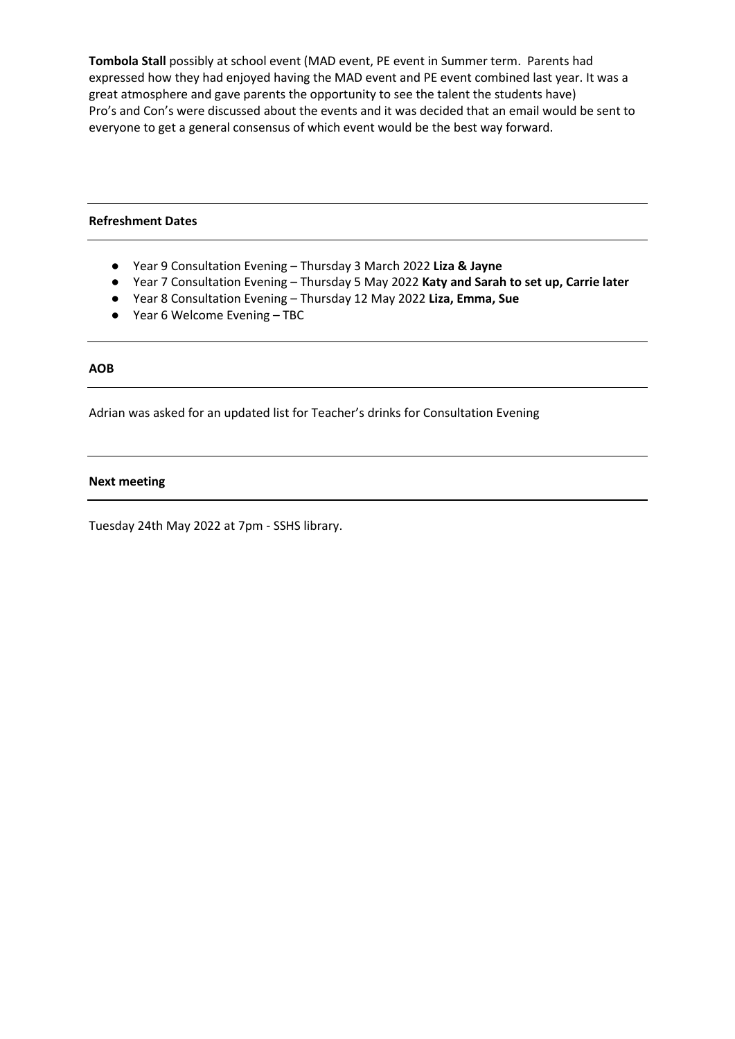**Tombola Stall** possibly at school event (MAD event, PE event in Summer term. Parents had expressed how they had enjoyed having the MAD event and PE event combined last year. It was a great atmosphere and gave parents the opportunity to see the talent the students have)
Pro's and Con's were discussed about the events and it was decided that an email would be sent to everyone to get a general consensus of which event would be the best way forward.

**Refreshment Dates**

- Year 9 Consultation Evening – Thursday 3 March 2022 **Liza & Jayne**
- Year 7 Consultation Evening – Thursday 5 May 2022 **Katy and Sarah to set up, Carrie later**
- Year 8 Consultation Evening – Thursday 12 May 2022 **Liza, Emma, Sue**
- Year 6 Welcome Evening – TBC

**AOB**

Adrian was asked for an updated list for Teacher's drinks for Consultation Evening

**Next meeting**

Tuesday 24th May 2022 at 7pm - SSHS library.